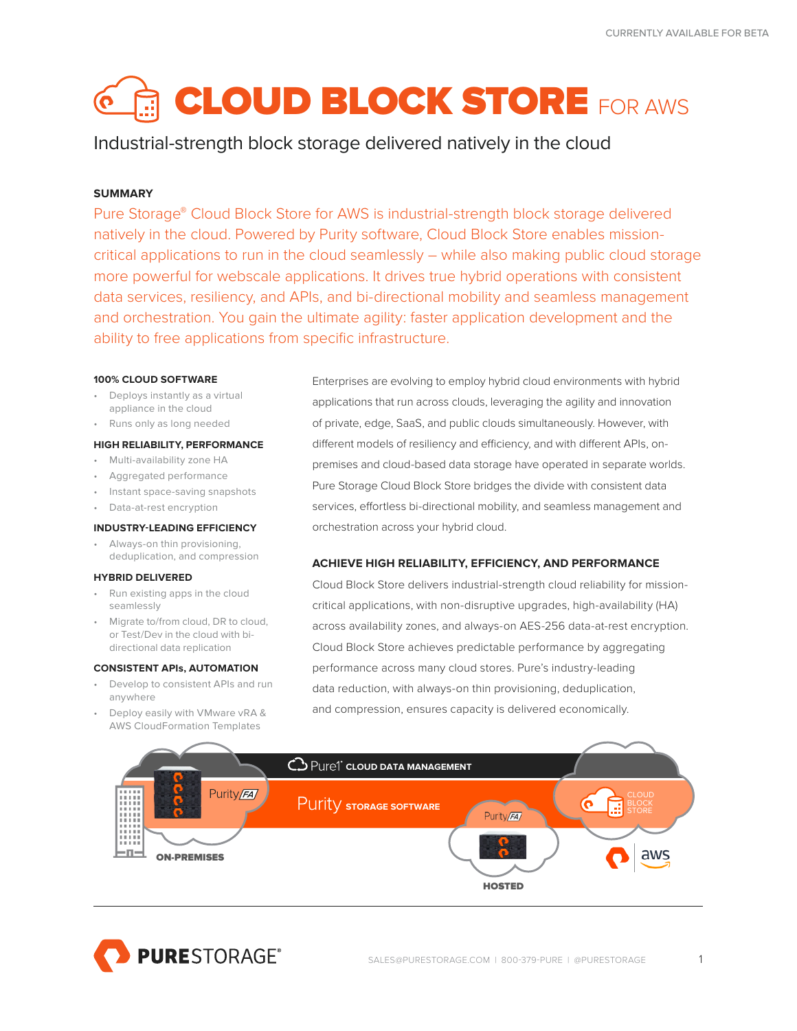CURRENTLY AVAILABLE FOR BETA

# CLOUD BLOCK STORE FOR AWS

Industrial-strength block storage delivered natively in the cloud

## SUMMARY

Pure Storage® Cloud Block Store for AWS is industrial-strength block storage delivered natively in the cloud. Powered by Purity software, Cloud Block Store enables mission-critical applications to run in the cloud seamlessly – while also making public cloud storage more powerful for webscale applications. It drives true hybrid operations with consistent data services, resiliency, and APIs, and bi-directional mobility and seamless management and orchestration. You gain the ultimate agility: faster application development and the ability to free applications from specific infrastructure.

### 100% CLOUD SOFTWARE

- Deploys instantly as a virtual appliance in the cloud
- Runs only as long needed

### HIGH RELIABILITY, PERFORMANCE

- Multi-availability zone HA
- Aggregated performance
- Instant space-saving snapshots
- Data-at-rest encryption

### INDUSTRY-LEADING EFFICIENCY

- Always-on thin provisioning, deduplication, and compression

### HYBRID DELIVERED

- Run existing apps in the cloud seamlessly
- Migrate to/from cloud, DR to cloud, or Test/Dev in the cloud with bi-directional data replication

### CONSISTENT APIs, AUTOMATION

- Develop to consistent APIs and run anywhere
- Deploy easily with VMware vRA & AWS CloudFormation Templates

Enterprises are evolving to employ hybrid cloud environments with hybrid applications that run across clouds, leveraging the agility and innovation of private, edge, SaaS, and public clouds simultaneously. However, with different models of resiliency and efficiency, and with different APIs, on-premises and cloud-based data storage have operated in separate worlds. Pure Storage Cloud Block Store bridges the divide with consistent data services, effortless bi-directional mobility, and seamless management and orchestration across your hybrid cloud.

### ACHIEVE HIGH RELIABILITY, EFFICIENCY, AND PERFORMANCE

Cloud Block Store delivers industrial-strength cloud reliability for mission-critical applications, with non-disruptive upgrades, high-availability (HA) across availability zones, and always-on AES-256 data-at-rest encryption. Cloud Block Store achieves predictable performance by aggregating performance across many cloud stores. Pure's industry-leading data reduction, with always-on thin provisioning, deduplication, and compression, ensures capacity is delivered economically.

Pure1® CLOUD DATA MANAGEMENT

Purity STORAGE SOFTWARE

Purity//FA ON-PREMISES | Purity//FA HOSTED | CLOUD BLOCK STORE aws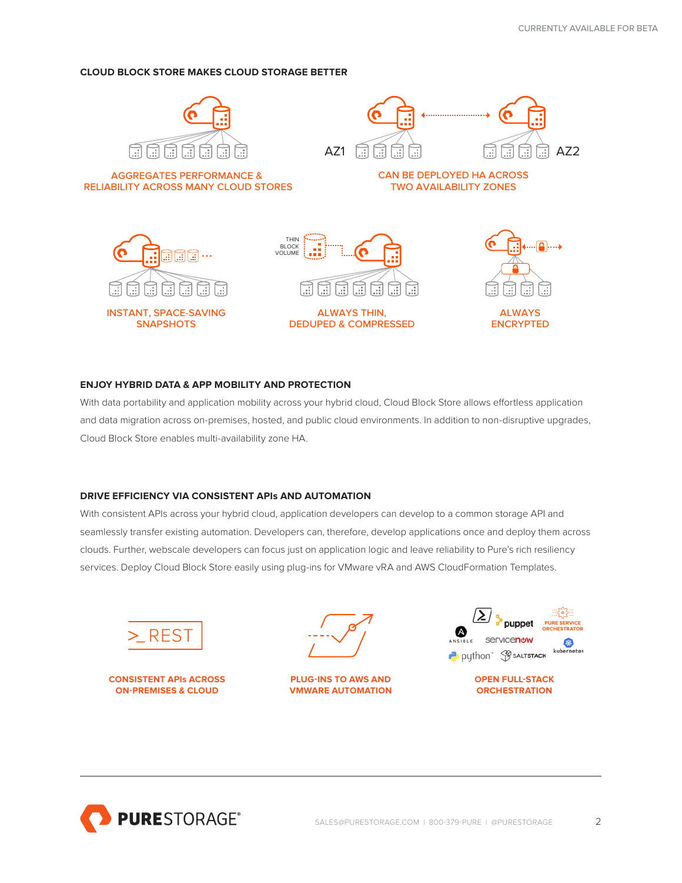## CLOUD BLOCK STORE MAKES CLOUD STORAGE BETTER

AGGREGATES PERFORMANCE & RELIABILITY ACROSS MANY CLOUD STORES

CAN BE DEPLOYED HA ACROSS TWO AVAILABILITY ZONES

INSTANT, SPACE-SAVING SNAPSHOTS

ALWAYS THIN, DEDUPED & COMPRESSED

ALWAYS ENCRYPTED

## ENJOY HYBRID DATA & APP MOBILITY AND PROTECTION

With data portability and application mobility across your hybrid cloud, Cloud Block Store allows effortless application and data migration across on-premises, hosted, and public cloud environments. In addition to non-disruptive upgrades, Cloud Block Store enables multi-availability zone HA.

## DRIVE EFFICIENCY VIA CONSISTENT APIs AND AUTOMATION

With consistent APIs across your hybrid cloud, application developers can develop to a common storage API and seamlessly transfer existing automation. Developers can, therefore, develop applications once and deploy them across clouds. Further, webscale developers can focus just on application logic and leave reliability to Pure's rich resiliency services. Deploy Cloud Block Store easily using plug-ins for VMware vRA and AWS CloudFormation Templates.

CONSISTENT APIs ACROSS ON-PREMISES & CLOUD

PLUG-INS TO AWS AND VMWARE AUTOMATION

OPEN FULL-STACK ORCHESTRATION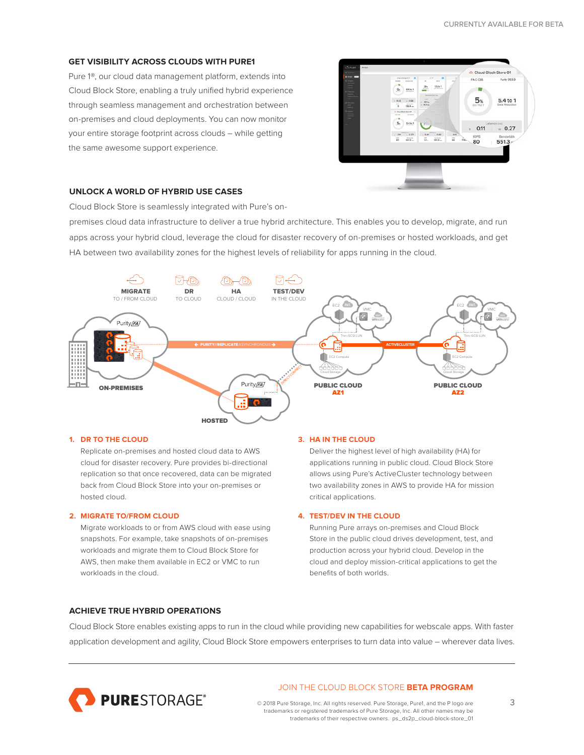## GET VISIBILITY ACROSS CLOUDS WITH PURE1

Pure 1®, our cloud data management platform, extends into Cloud Block Store, enabling a truly unified hybrid experience through seamless management and orchestration between on-premises and cloud deployments. You can now monitor your entire storage footprint across clouds – while getting the same awesome support experience.

## UNLOCK A WORLD OF HYBRID USE CASES

Cloud Block Store is seamlessly integrated with Pure's on-premises cloud data infrastructure to deliver a true hybrid architecture. This enables you to develop, migrate, and run apps across your hybrid cloud, leverage the cloud for disaster recovery of on-premises or hosted workloads, and get HA between two availability zones for the highest levels of reliability for apps running in the cloud.

MIGRATE
TO / FROM CLOUD

DR
TO CLOUD

HA
CLOUD / CLOUD

TEST/DEV
IN THE CLOUD

ON-PREMISES

HOSTED

PUBLIC CLOUD
AZ1

PUBLIC CLOUD
AZ2

PURITY//REPLICATE ASYNCHRONOUS

ACTIVECLUSTER

DIRECT CONNECT

### 1. DR TO THE CLOUD

Replicate on-premises and hosted cloud data to AWS cloud for disaster recovery. Pure provides bi-directional replication so that once recovered, data can be migrated back from Cloud Block Store into your on-premises or hosted cloud.

### 2. MIGRATE TO/FROM CLOUD

Migrate workloads to or from AWS cloud with ease using snapshots. For example, take snapshots of on-premises workloads and migrate them to Cloud Block Store for AWS, then make them available in EC2 or VMC to run workloads in the cloud.

### 3. HA IN THE CLOUD

Deliver the highest level of high availability (HA) for applications running in public cloud. Cloud Block Store allows using Pure's ActiveCluster technology between two availability zones in AWS to provide HA for mission critical applications.

### 4. TEST/DEV IN THE CLOUD

Running Pure arrays on-premises and Cloud Block Store in the public cloud drives development, test, and production across your hybrid cloud. Develop in the cloud and deploy mission-critical applications to get the benefits of both worlds.

## ACHIEVE TRUE HYBRID OPERATIONS

Cloud Block Store enables existing apps to run in the cloud while providing new capabilities for webscale apps. With faster application development and agility, Cloud Block Store empowers enterprises to turn data into value – wherever data lives.

JOIN THE CLOUD BLOCK STORE **BETA PROGRAM**

© 2018 Pure Storage, Inc. All rights reserved. Pure Storage, Pure1, and the P logo are trademarks or registered trademarks of Pure Storage, Inc. All other names may be trademarks of their respective owners. ps_ds2p_cloud-block-store_01